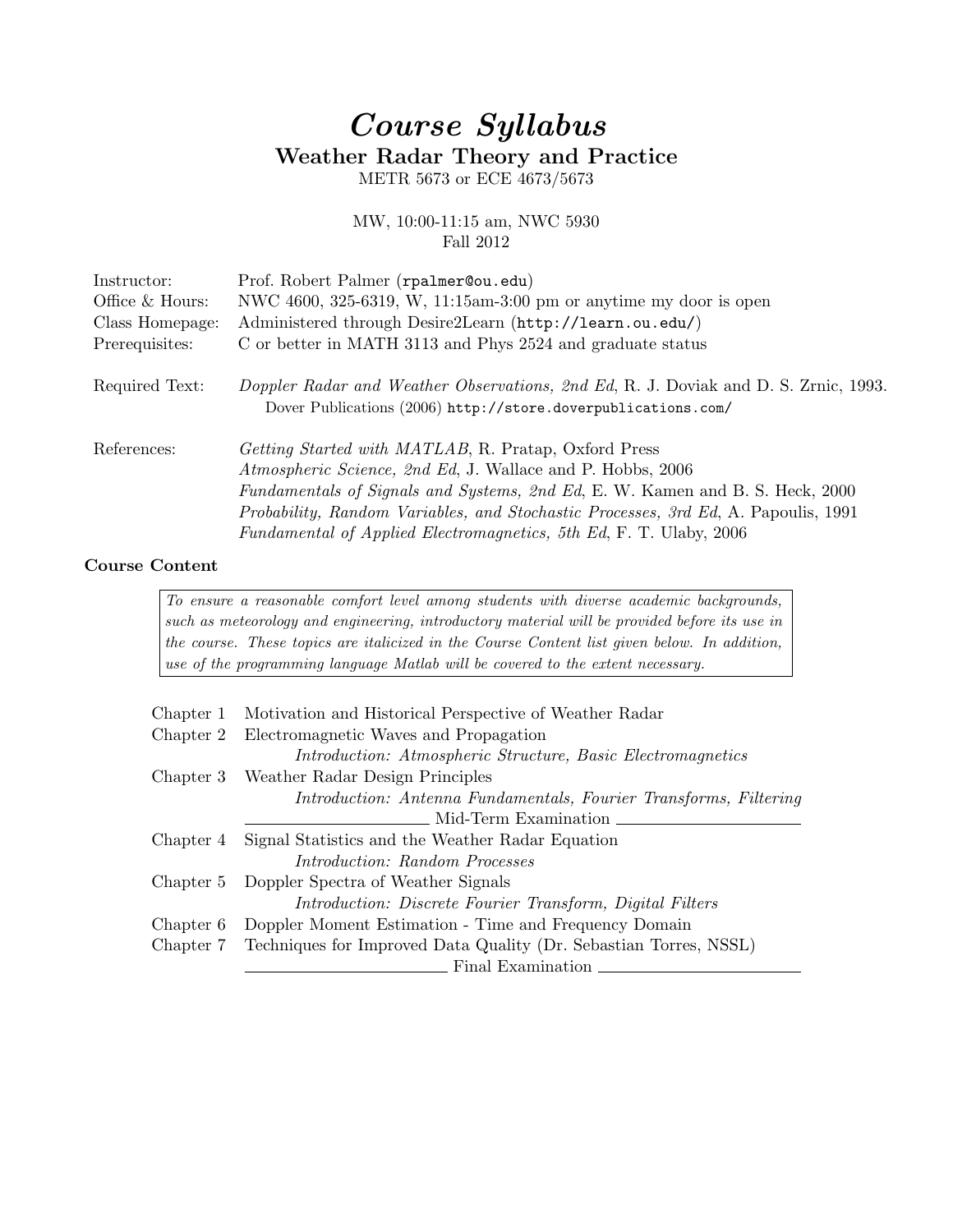# *Course Syllabus*

## Weather Radar Theory and Practice

METR 5673 or ECE 4673/5673

MW, 10:00-11:15 am, NWC 5930
Fall 2012

| | |
|---|---|
| Instructor: | Prof. Robert Palmer (rpalmer@ou.edu) |
| Office & Hours: | NWC 4600, 325-6319, W, 11:15am-3:00 pm or anytime my door is open |
| Class Homepage: | Administered through Desire2Learn (http://learn.ou.edu/) |
| Prerequisites: | C or better in MATH 3113 and Phys 2524 and graduate status |

Required Text: *Doppler Radar and Weather Observations, 2nd Ed*, R. J. Doviak and D. S. Zrnic, 1993. Dover Publications (2006) http://store.doverpublications.com/

References:
- *Getting Started with MATLAB*, R. Pratap, Oxford Press
- *Atmospheric Science, 2nd Ed*, J. Wallace and P. Hobbs, 2006
- *Fundamentals of Signals and Systems, 2nd Ed*, E. W. Kamen and B. S. Heck, 2000
- *Probability, Random Variables, and Stochastic Processes, 3rd Ed*, A. Papoulis, 1991
- *Fundamental of Applied Electromagnetics, 5th Ed*, F. T. Ulaby, 2006

### Course Content

*To ensure a reasonable comfort level among students with diverse academic backgrounds, such as meteorology and engineering, introductory material will be provided before its use in the course. These topics are italicized in the Course Content list given below. In addition, use of the programming language Matlab will be covered to the extent necessary.*

| | |
|---|---|
| Chapter 1 | Motivation and Historical Perspective of Weather Radar |
| Chapter 2 | Electromagnetic Waves and Propagation |
| | *Introduction: Atmospheric Structure, Basic Electromagnetics* |
| Chapter 3 | Weather Radar Design Principles |
| | *Introduction: Antenna Fundamentals, Fourier Transforms, Filtering* |
| | Mid-Term Examination |
| Chapter 4 | Signal Statistics and the Weather Radar Equation |
| | *Introduction: Random Processes* |
| Chapter 5 | Doppler Spectra of Weather Signals |
| | *Introduction: Discrete Fourier Transform, Digital Filters* |
| Chapter 6 | Doppler Moment Estimation - Time and Frequency Domain |
| Chapter 7 | Techniques for Improved Data Quality (Dr. Sebastian Torres, NSSL) |
| | Final Examination |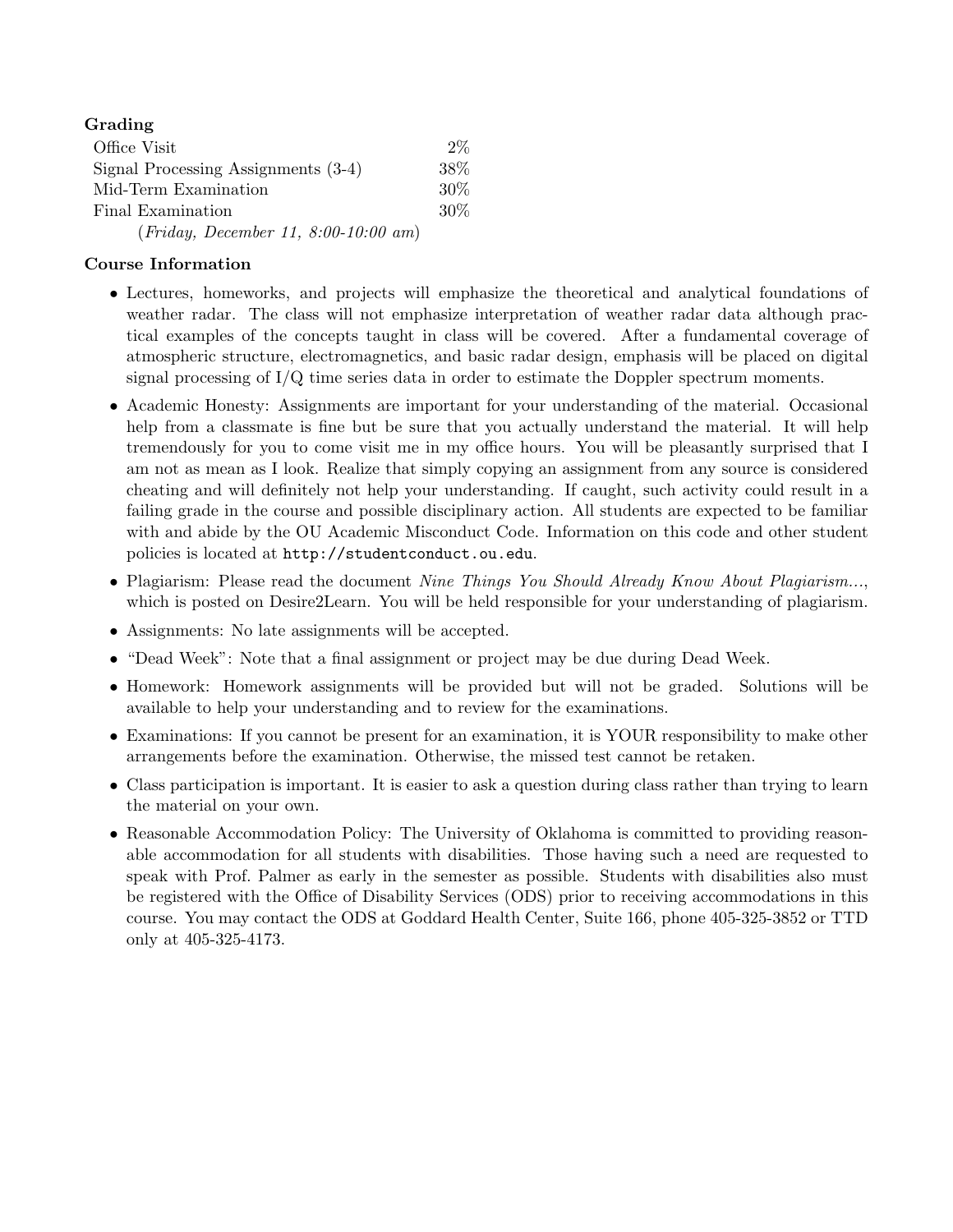**Grading**

| | |
|---|---|
| Office Visit | 2% |
| Signal Processing Assignments (3-4) | 38% |
| Mid-Term Examination | 30% |
| Final Examination | 30% |
| *(Friday, December 11, 8:00-10:00 am)* | |

**Course Information**

- Lectures, homeworks, and projects will emphasize the theoretical and analytical foundations of weather radar. The class will not emphasize interpretation of weather radar data although practical examples of the concepts taught in class will be covered. After a fundamental coverage of atmospheric structure, electromagnetics, and basic radar design, emphasis will be placed on digital signal processing of I/Q time series data in order to estimate the Doppler spectrum moments.
- Academic Honesty: Assignments are important for your understanding of the material. Occasional help from a classmate is fine but be sure that you actually understand the material. It will help tremendously for you to come visit me in my office hours. You will be pleasantly surprised that I am not as mean as I look. Realize that simply copying an assignment from any source is considered cheating and will definitely not help your understanding. If caught, such activity could result in a failing grade in the course and possible disciplinary action. All students are expected to be familiar with and abide by the OU Academic Misconduct Code. Information on this code and other student policies is located at `http://studentconduct.ou.edu`.
- Plagiarism: Please read the document *Nine Things You Should Already Know About Plagiarism...*, which is posted on Desire2Learn. You will be held responsible for your understanding of plagiarism.
- Assignments: No late assignments will be accepted.
- "Dead Week": Note that a final assignment or project may be due during Dead Week.
- Homework: Homework assignments will be provided but will not be graded. Solutions will be available to help your understanding and to review for the examinations.
- Examinations: If you cannot be present for an examination, it is YOUR responsibility to make other arrangements before the examination. Otherwise, the missed test cannot be retaken.
- Class participation is important. It is easier to ask a question during class rather than trying to learn the material on your own.
- Reasonable Accommodation Policy: The University of Oklahoma is committed to providing reasonable accommodation for all students with disabilities. Those having such a need are requested to speak with Prof. Palmer as early in the semester as possible. Students with disabilities also must be registered with the Office of Disability Services (ODS) prior to receiving accommodations in this course. You may contact the ODS at Goddard Health Center, Suite 166, phone 405-325-3852 or TTD only at 405-325-4173.